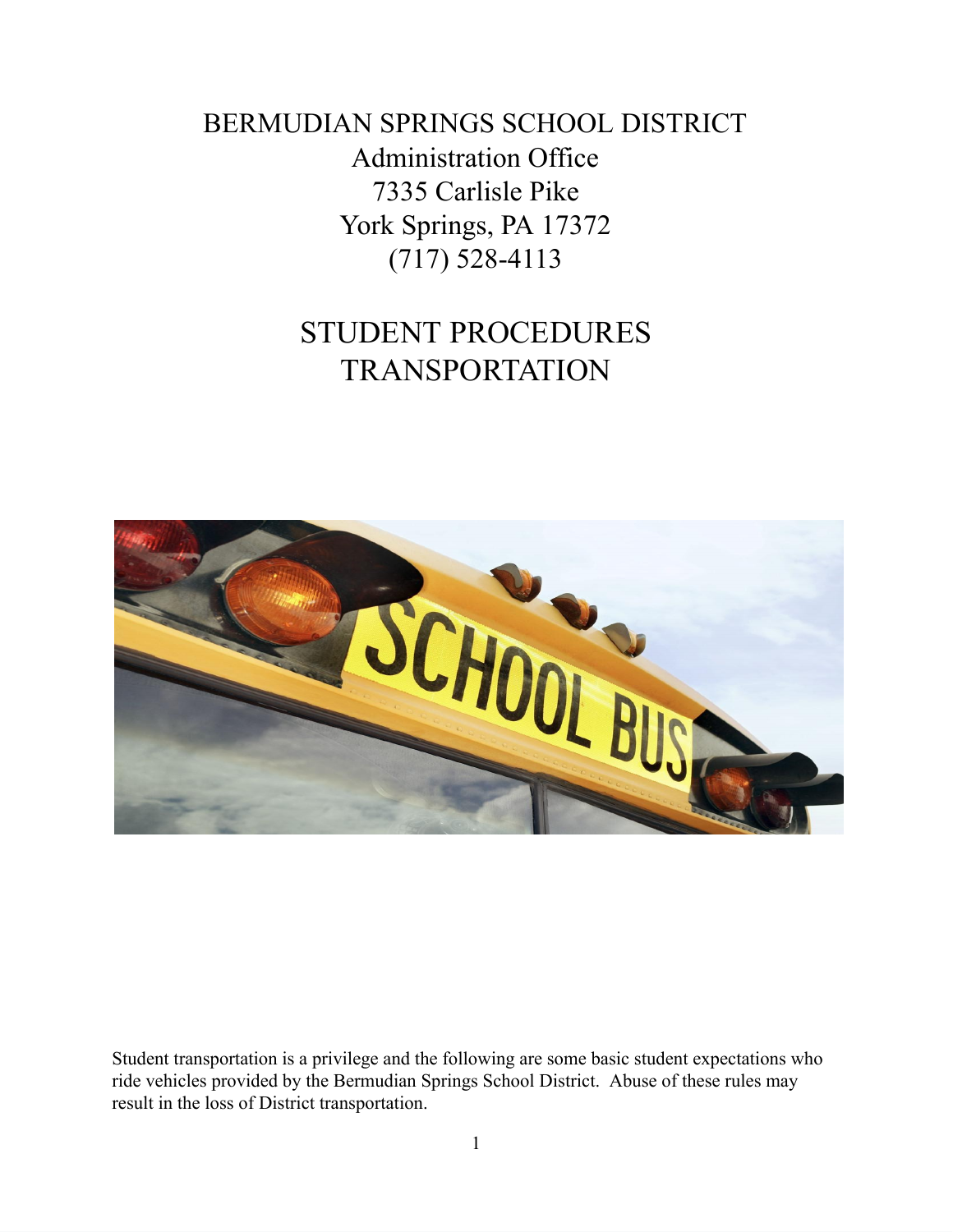BERMUDIAN SPRINGS SCHOOL DISTRICT
Administration Office
7335 Carlisle Pike
York Springs, PA 17372
(717) 528-4113

# STUDENT PROCEDURES
# TRANSPORTATION

Student transportation is a privilege and the following are some basic student expectations who ride vehicles provided by the Bermudian Springs School District. Abuse of these rules may result in the loss of District transportation.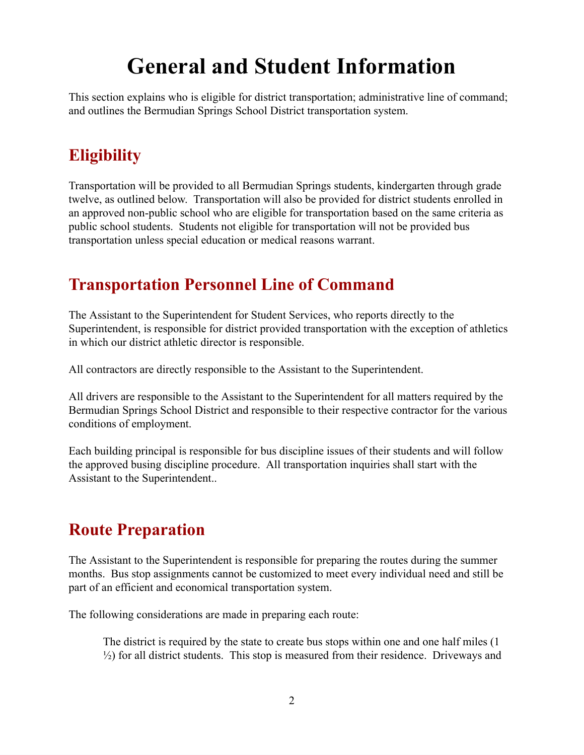# General and Student Information

This section explains who is eligible for district transportation; administrative line of command; and outlines the Bermudian Springs School District transportation system.

## Eligibility

Transportation will be provided to all Bermudian Springs students, kindergarten through grade twelve, as outlined below. Transportation will also be provided for district students enrolled in an approved non-public school who are eligible for transportation based on the same criteria as public school students. Students not eligible for transportation will not be provided bus transportation unless special education or medical reasons warrant.

## Transportation Personnel Line of Command

The Assistant to the Superintendent for Student Services, who reports directly to the Superintendent, is responsible for district provided transportation with the exception of athletics in which our district athletic director is responsible.

All contractors are directly responsible to the Assistant to the Superintendent.

All drivers are responsible to the Assistant to the Superintendent for all matters required by the Bermudian Springs School District and responsible to their respective contractor for the various conditions of employment.

Each building principal is responsible for bus discipline issues of their students and will follow the approved busing discipline procedure. All transportation inquiries shall start with the Assistant to the Superintendent..

## Route Preparation

The Assistant to the Superintendent is responsible for preparing the routes during the summer months. Bus stop assignments cannot be customized to meet every individual need and still be part of an efficient and economical transportation system.

The following considerations are made in preparing each route:

> The district is required by the state to create bus stops within one and one half miles (1 ½) for all district students. This stop is measured from their residence. Driveways and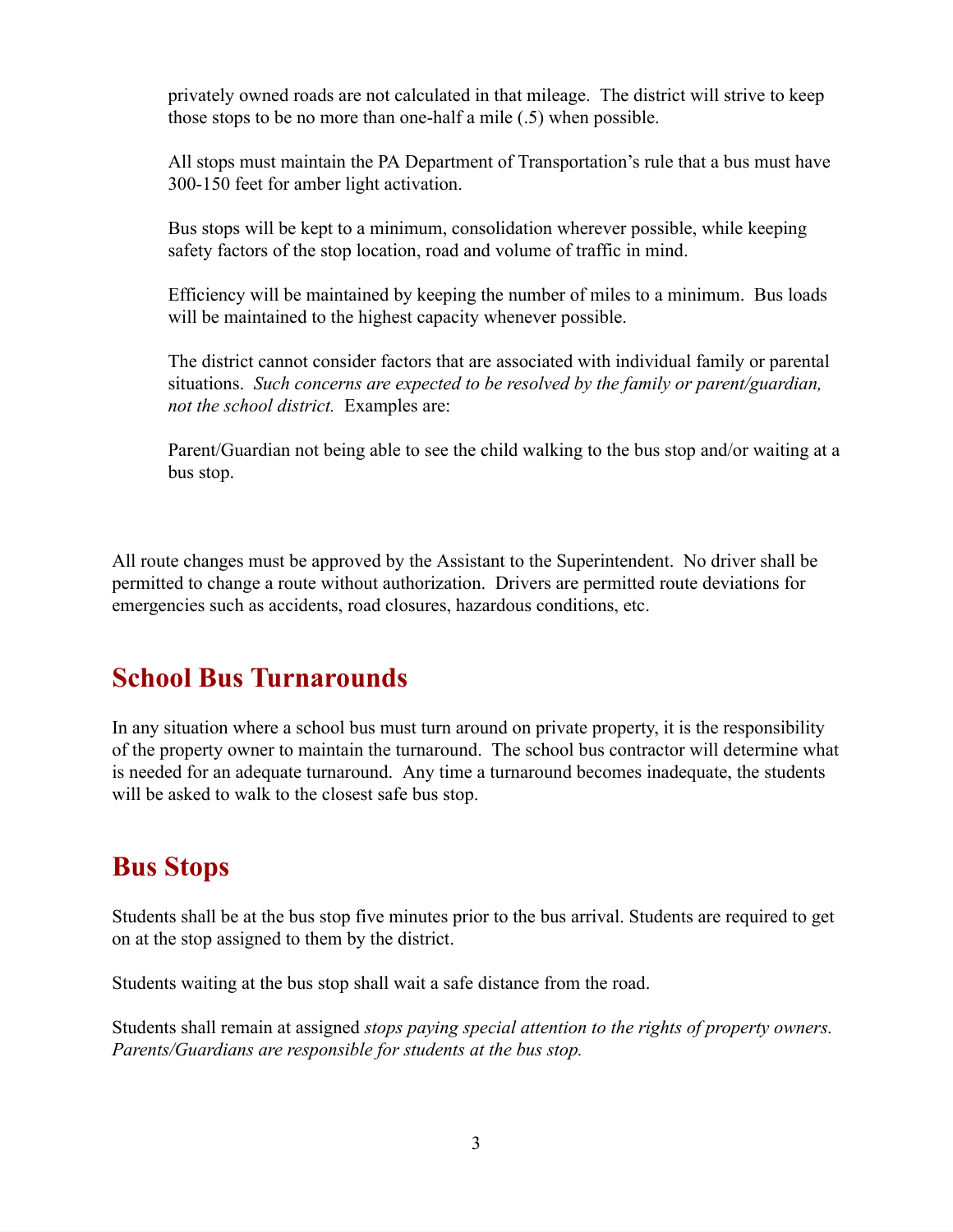privately owned roads are not calculated in that mileage. The district will strive to keep those stops to be no more than one-half a mile (.5) when possible.

All stops must maintain the PA Department of Transportation's rule that a bus must have 300-150 feet for amber light activation.

Bus stops will be kept to a minimum, consolidation wherever possible, while keeping safety factors of the stop location, road and volume of traffic in mind.

Efficiency will be maintained by keeping the number of miles to a minimum. Bus loads will be maintained to the highest capacity whenever possible.

The district cannot consider factors that are associated with individual family or parental situations. *Such concerns are expected to be resolved by the family or parent/guardian, not the school district.* Examples are:

Parent/Guardian not being able to see the child walking to the bus stop and/or waiting at a bus stop.

All route changes must be approved by the Assistant to the Superintendent. No driver shall be permitted to change a route without authorization. Drivers are permitted route deviations for emergencies such as accidents, road closures, hazardous conditions, etc.

## School Bus Turnarounds

In any situation where a school bus must turn around on private property, it is the responsibility of the property owner to maintain the turnaround. The school bus contractor will determine what is needed for an adequate turnaround. Any time a turnaround becomes inadequate, the students will be asked to walk to the closest safe bus stop.

## Bus Stops

Students shall be at the bus stop five minutes prior to the bus arrival. Students are required to get on at the stop assigned to them by the district.

Students waiting at the bus stop shall wait a safe distance from the road.

Students shall remain at assigned *stops paying special attention to the rights of property owners. Parents/Guardians are responsible for students at the bus stop.*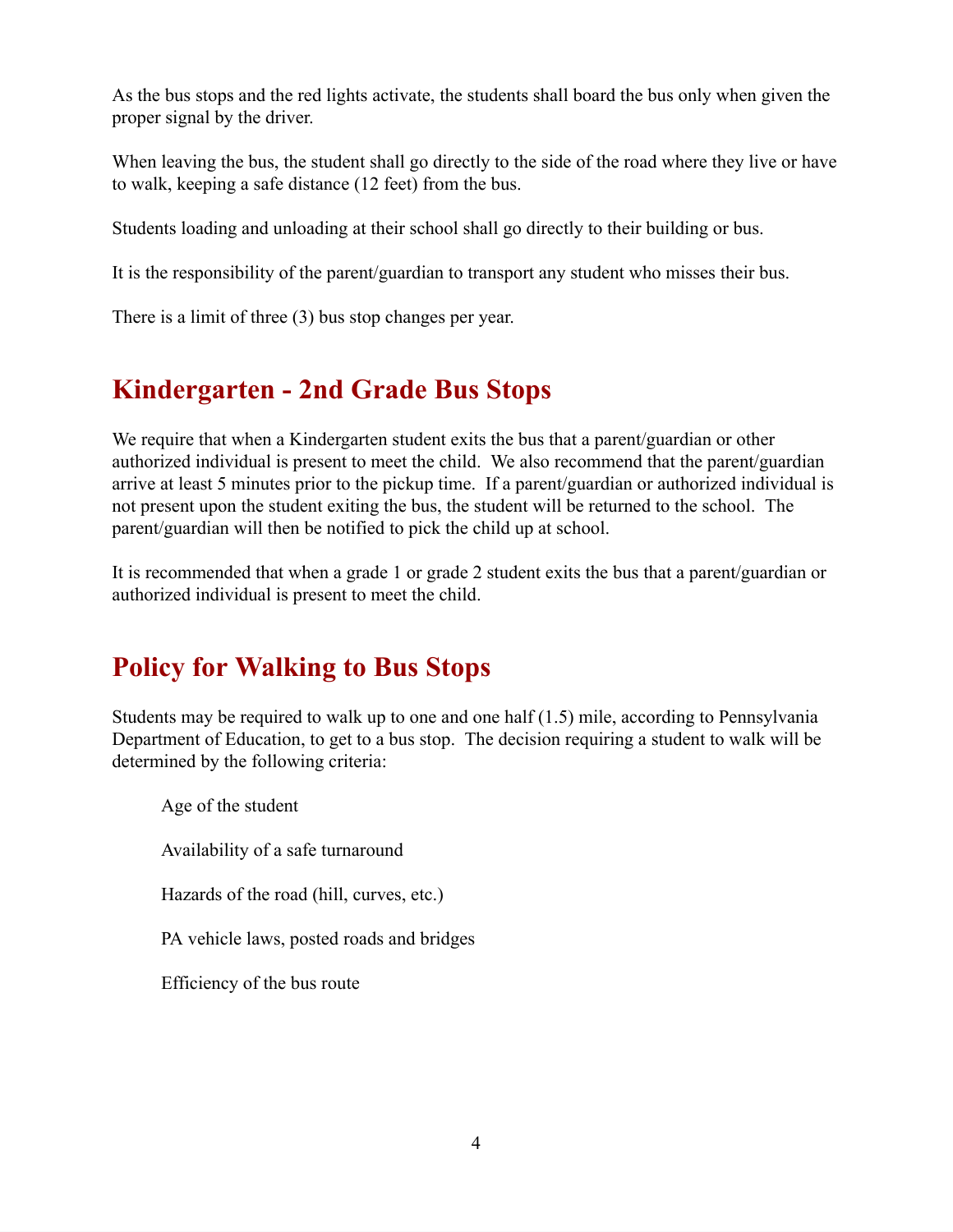As the bus stops and the red lights activate, the students shall board the bus only when given the proper signal by the driver.

When leaving the bus, the student shall go directly to the side of the road where they live or have to walk, keeping a safe distance (12 feet) from the bus.

Students loading and unloading at their school shall go directly to their building or bus.

It is the responsibility of the parent/guardian to transport any student who misses their bus.

There is a limit of three (3) bus stop changes per year.

## Kindergarten - 2nd Grade Bus Stops

We require that when a Kindergarten student exits the bus that a parent/guardian or other authorized individual is present to meet the child. We also recommend that the parent/guardian arrive at least 5 minutes prior to the pickup time. If a parent/guardian or authorized individual is not present upon the student exiting the bus, the student will be returned to the school. The parent/guardian will then be notified to pick the child up at school.

It is recommended that when a grade 1 or grade 2 student exits the bus that a parent/guardian or authorized individual is present to meet the child.

## Policy for Walking to Bus Stops

Students may be required to walk up to one and one half (1.5) mile, according to Pennsylvania Department of Education, to get to a bus stop. The decision requiring a student to walk will be determined by the following criteria:

- Age of the student
- Availability of a safe turnaround
- Hazards of the road (hill, curves, etc.)
- PA vehicle laws, posted roads and bridges
- Efficiency of the bus route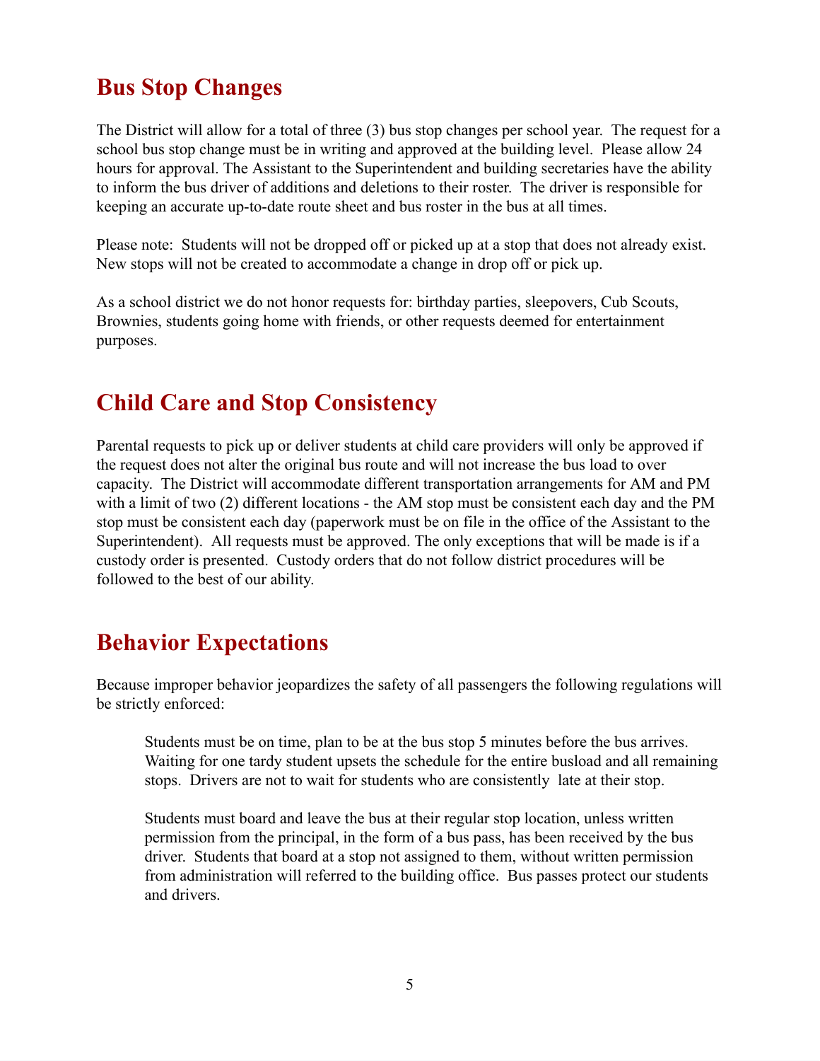## Bus Stop Changes

The District will allow for a total of three (3) bus stop changes per school year. The request for a school bus stop change must be in writing and approved at the building level. Please allow 24 hours for approval. The Assistant to the Superintendent and building secretaries have the ability to inform the bus driver of additions and deletions to their roster. The driver is responsible for keeping an accurate up-to-date route sheet and bus roster in the bus at all times.

Please note: Students will not be dropped off or picked up at a stop that does not already exist. New stops will not be created to accommodate a change in drop off or pick up.

As a school district we do not honor requests for: birthday parties, sleepovers, Cub Scouts, Brownies, students going home with friends, or other requests deemed for entertainment purposes.

## Child Care and Stop Consistency

Parental requests to pick up or deliver students at child care providers will only be approved if the request does not alter the original bus route and will not increase the bus load to over capacity. The District will accommodate different transportation arrangements for AM and PM with a limit of two (2) different locations - the AM stop must be consistent each day and the PM stop must be consistent each day (paperwork must be on file in the office of the Assistant to the Superintendent). All requests must be approved. The only exceptions that will be made is if a custody order is presented. Custody orders that do not follow district procedures will be followed to the best of our ability.

## Behavior Expectations

Because improper behavior jeopardizes the safety of all passengers the following regulations will be strictly enforced:

> Students must be on time, plan to be at the bus stop 5 minutes before the bus arrives. Waiting for one tardy student upsets the schedule for the entire busload and all remaining stops. Drivers are not to wait for students who are consistently late at their stop.
>
> Students must board and leave the bus at their regular stop location, unless written permission from the principal, in the form of a bus pass, has been received by the bus driver. Students that board at a stop not assigned to them, without written permission from administration will referred to the building office. Bus passes protect our students and drivers.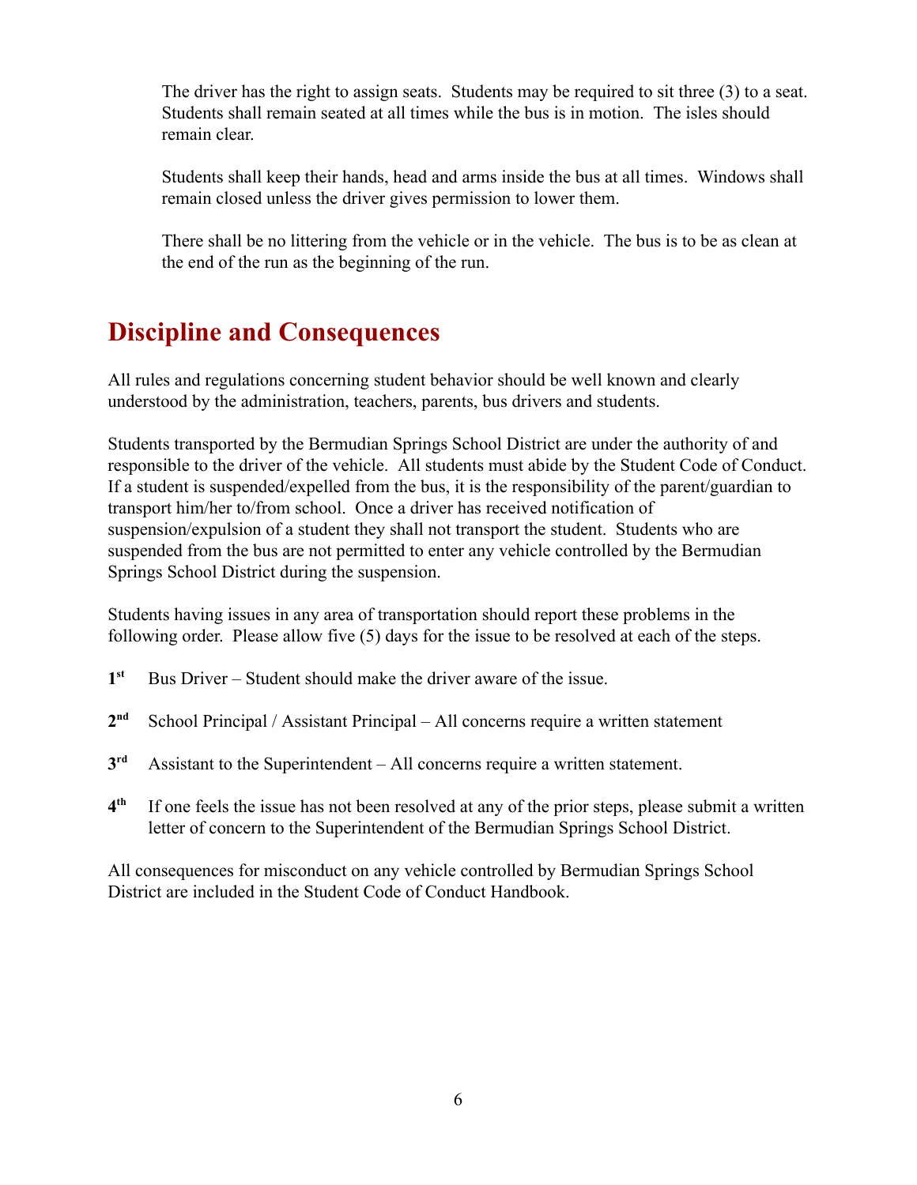The driver has the right to assign seats. Students may be required to sit three (3) to a seat. Students shall remain seated at all times while the bus is in motion. The isles should remain clear.

Students shall keep their hands, head and arms inside the bus at all times. Windows shall remain closed unless the driver gives permission to lower them.

There shall be no littering from the vehicle or in the vehicle. The bus is to be as clean at the end of the run as the beginning of the run.

## Discipline and Consequences

All rules and regulations concerning student behavior should be well known and clearly understood by the administration, teachers, parents, bus drivers and students.

Students transported by the Bermudian Springs School District are under the authority of and responsible to the driver of the vehicle. All students must abide by the Student Code of Conduct. If a student is suspended/expelled from the bus, it is the responsibility of the parent/guardian to transport him/her to/from school. Once a driver has received notification of suspension/expulsion of a student they shall not transport the student. Students who are suspended from the bus are not permitted to enter any vehicle controlled by the Bermudian Springs School District during the suspension.

Students having issues in any area of transportation should report these problems in the following order. Please allow five (5) days for the issue to be resolved at each of the steps.

**1st** Bus Driver – Student should make the driver aware of the issue.

**2nd** School Principal / Assistant Principal – All concerns require a written statement

**3rd** Assistant to the Superintendent – All concerns require a written statement.

**4th** If one feels the issue has not been resolved at any of the prior steps, please submit a written letter of concern to the Superintendent of the Bermudian Springs School District.

All consequences for misconduct on any vehicle controlled by Bermudian Springs School District are included in the Student Code of Conduct Handbook.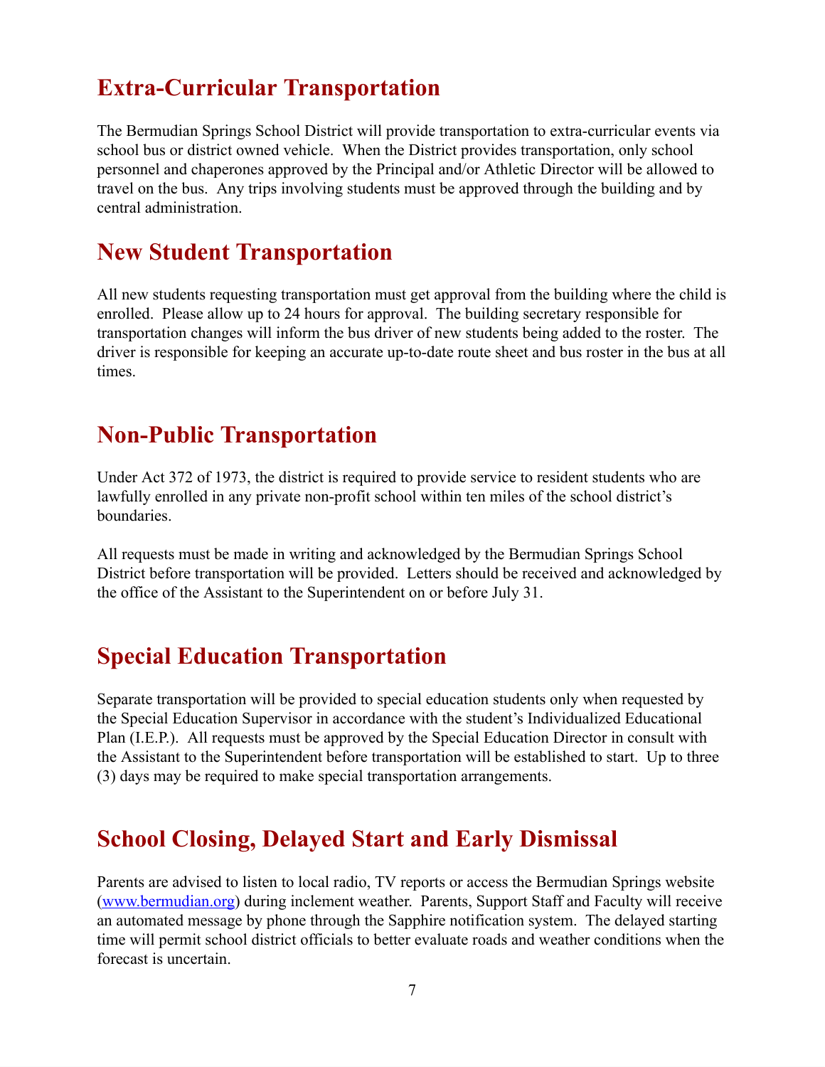## Extra-Curricular Transportation

The Bermudian Springs School District will provide transportation to extra-curricular events via school bus or district owned vehicle. When the District provides transportation, only school personnel and chaperones approved by the Principal and/or Athletic Director will be allowed to travel on the bus. Any trips involving students must be approved through the building and by central administration.

## New Student Transportation

All new students requesting transportation must get approval from the building where the child is enrolled. Please allow up to 24 hours for approval. The building secretary responsible for transportation changes will inform the bus driver of new students being added to the roster. The driver is responsible for keeping an accurate up-to-date route sheet and bus roster in the bus at all times.

## Non-Public Transportation

Under Act 372 of 1973, the district is required to provide service to resident students who are lawfully enrolled in any private non-profit school within ten miles of the school district's boundaries.

All requests must be made in writing and acknowledged by the Bermudian Springs School District before transportation will be provided. Letters should be received and acknowledged by the office of the Assistant to the Superintendent on or before July 31.

## Special Education Transportation

Separate transportation will be provided to special education students only when requested by the Special Education Supervisor in accordance with the student's Individualized Educational Plan (I.E.P.). All requests must be approved by the Special Education Director in consult with the Assistant to the Superintendent before transportation will be established to start. Up to three (3) days may be required to make special transportation arrangements.

## School Closing, Delayed Start and Early Dismissal

Parents are advised to listen to local radio, TV reports or access the Bermudian Springs website ([www.bermudian.org](http://www.bermudian.org)) during inclement weather. Parents, Support Staff and Faculty will receive an automated message by phone through the Sapphire notification system. The delayed starting time will permit school district officials to better evaluate roads and weather conditions when the forecast is uncertain.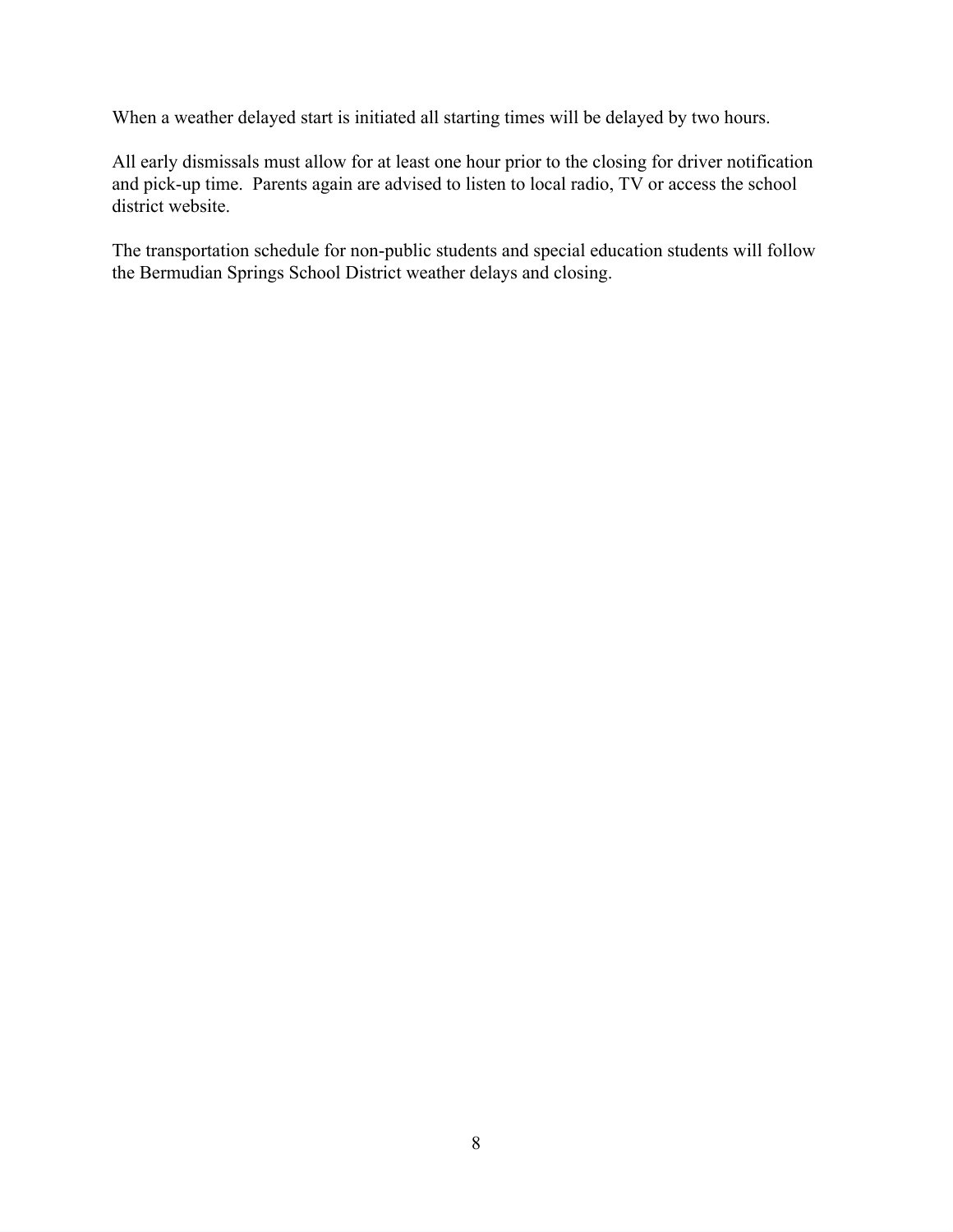When a weather delayed start is initiated all starting times will be delayed by two hours.

All early dismissals must allow for at least one hour prior to the closing for driver notification and pick-up time. Parents again are advised to listen to local radio, TV or access the school district website.

The transportation schedule for non-public students and special education students will follow the Bermudian Springs School District weather delays and closing.